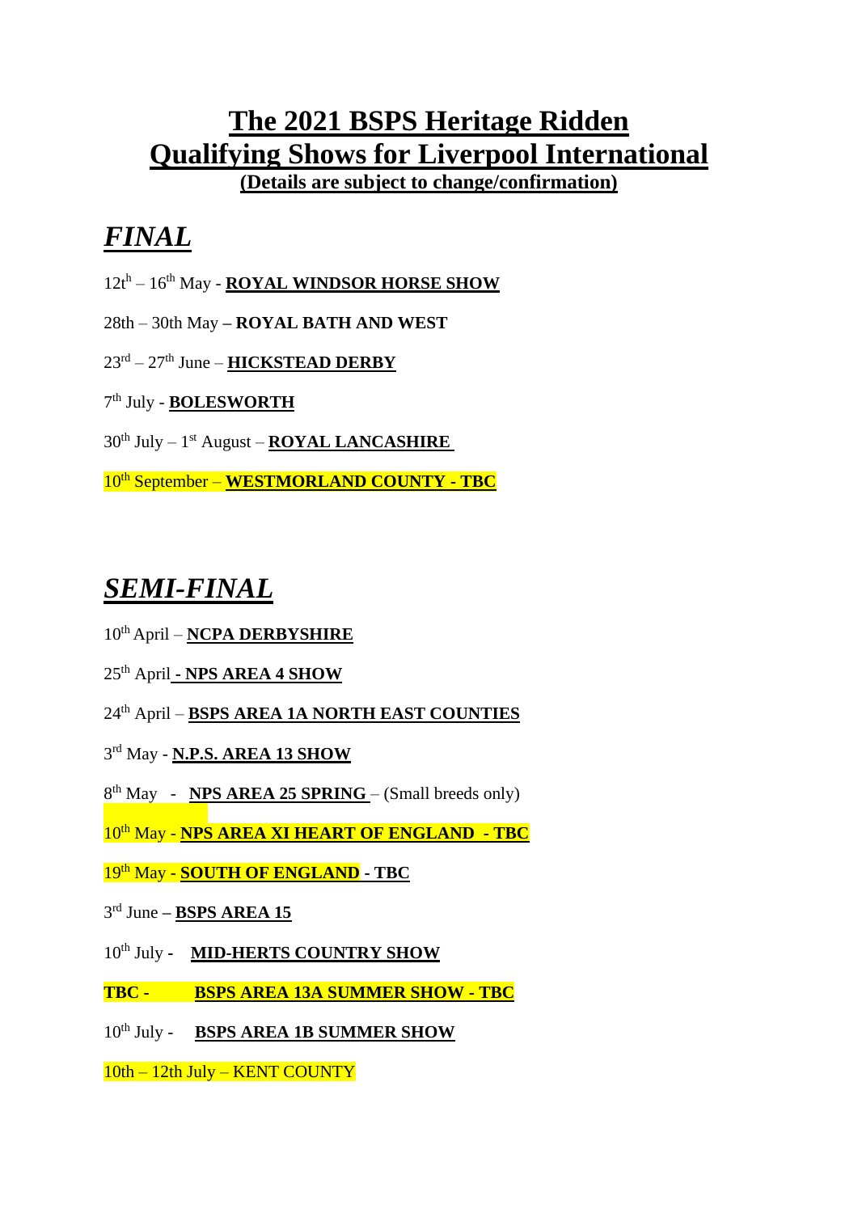# The 2021 BSPS Heritage Ridden Qualifying Shows for Liverpool International

**(Details are subject to change/confirmation)**

## *FINAL*

12th – 16th May - **ROYAL WINDSOR HORSE SHOW**

28th – 30th May – **ROYAL BATH AND WEST**

23rd – 27th June – **HICKSTEAD DERBY**

7th July - **BOLESWORTH**

30th July – 1st August – **ROYAL LANCASHIRE**

10th September – **WESTMORLAND COUNTY - TBC**

## *SEMI-FINAL*

10th April – **NCPA DERBYSHIRE**

25th April **- NPS AREA 4 SHOW**

24th April – **BSPS AREA 1A NORTH EAST COUNTIES**

3rd May - **N.P.S. AREA 13 SHOW**

8th May - **NPS AREA 25 SPRING** – (Small breeds only)

10th May - **NPS AREA XI HEART OF ENGLAND - TBC**

19th May - **SOUTH OF ENGLAND - TBC**

3rd June – **BSPS AREA 15**

10th July - **MID-HERTS COUNTRY SHOW**

**TBC - BSPS AREA 13A SUMMER SHOW - TBC**

10th July - **BSPS AREA 1B SUMMER SHOW**

10th – 12th July – KENT COUNTY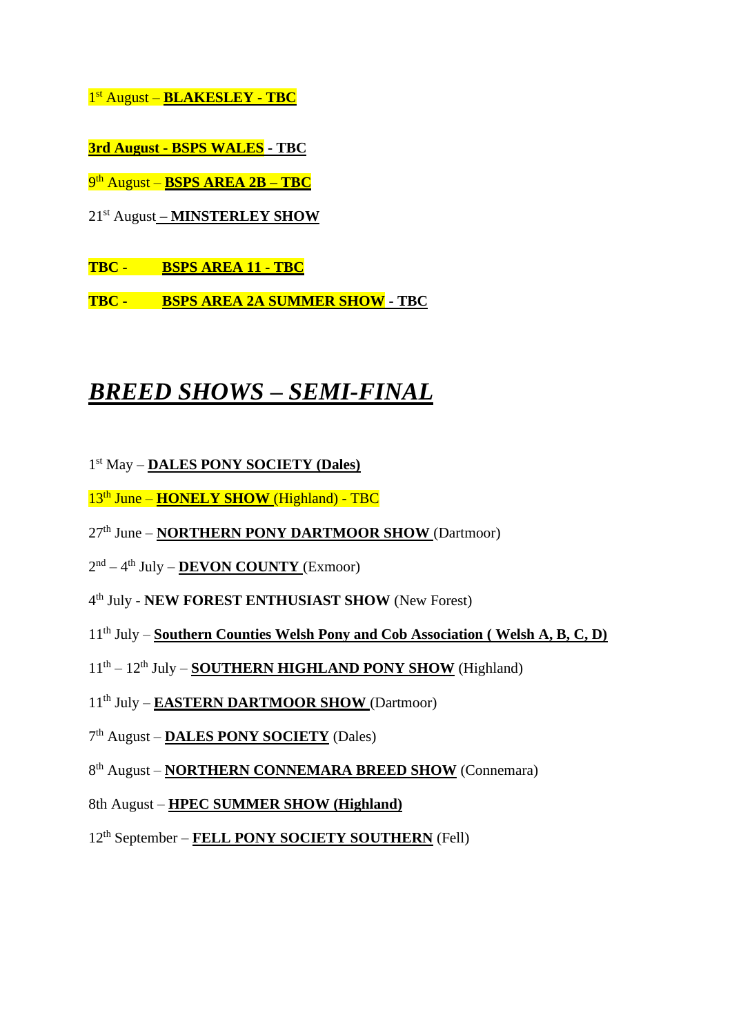1st August – **BLAKESLEY - TBC**

**3rd August - BSPS WALES - TBC**

9th August – **BSPS AREA 2B – TBC**

21st August **– MINSTERLEY SHOW**

**TBC - BSPS AREA 11 - TBC**

**TBC - BSPS AREA 2A SUMMER SHOW - TBC**

## ***BREED SHOWS – SEMI-FINAL***

1st May – **DALES PONY SOCIETY (Dales)**

13th June – **HONELY SHOW** (Highland) - TBC

27th June – **NORTHERN PONY DARTMOOR SHOW** (Dartmoor)

2nd – 4th July – **DEVON COUNTY** (Exmoor)

4th July - **NEW FOREST ENTHUSIAST SHOW** (New Forest)

11th July – **Southern Counties Welsh Pony and Cob Association ( Welsh A, B, C, D)**

11th – 12th July – **SOUTHERN HIGHLAND PONY SHOW** (Highland)

11th July – **EASTERN DARTMOOR SHOW** (Dartmoor)

7th August – **DALES PONY SOCIETY** (Dales)

8th August – **NORTHERN CONNEMARA BREED SHOW** (Connemara)

8th August – **HPEC SUMMER SHOW (Highland)**

12th September – **FELL PONY SOCIETY SOUTHERN** (Fell)